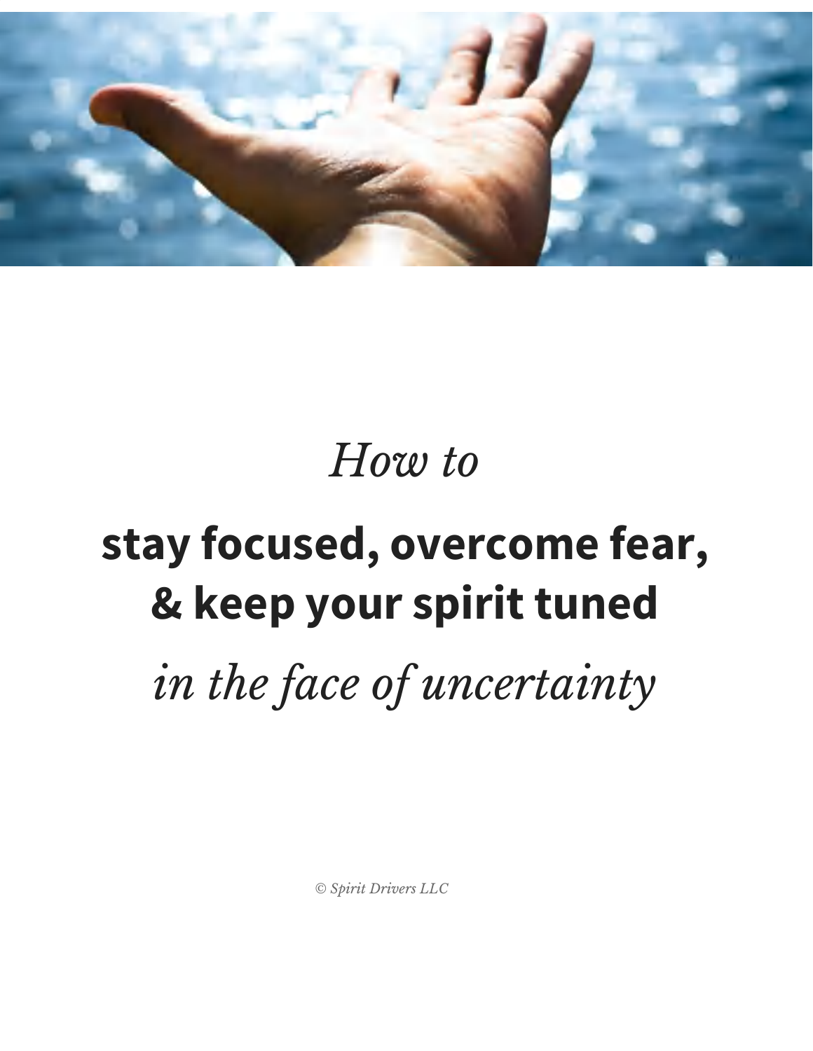# *How to*

# **stay focused, overcome fear, & keep your spirit tuned**

# *in the face of uncertainty*

*© Spirit Drivers LLC*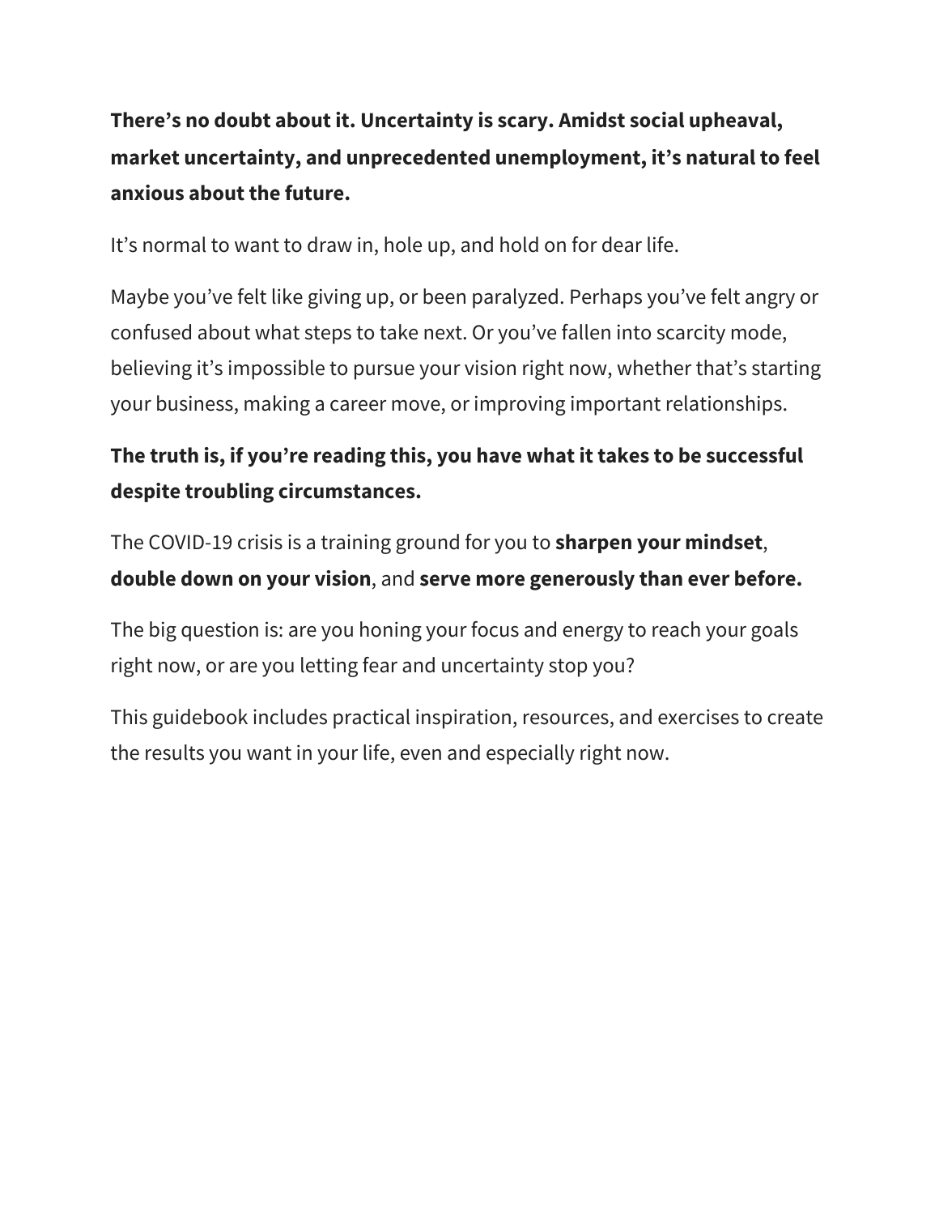**There's no doubt about it. Uncertainty is scary. Amidst social upheaval, market uncertainty, and unprecedented unemployment, it's natural to feel anxious about the future.**

It's normal to want to draw in, hole up, and hold on for dear life.

Maybe you've felt like giving up, or been paralyzed. Perhaps you've felt angry or confused about what steps to take next. Or you've fallen into scarcity mode, believing it's impossible to pursue your vision right now, whether that's starting your business, making a career move, or improving important relationships.

**The truth is, if you're reading this, you have what it takes to be successful despite troubling circumstances.**

The COVID-19 crisis is a training ground for you to **sharpen your mindset**, **double down on your vision**, and **serve more generously than ever before.**

The big question is: are you honing your focus and energy to reach your goals right now, or are you letting fear and uncertainty stop you?

This guidebook includes practical inspiration, resources, and exercises to create the results you want in your life, even and especially right now.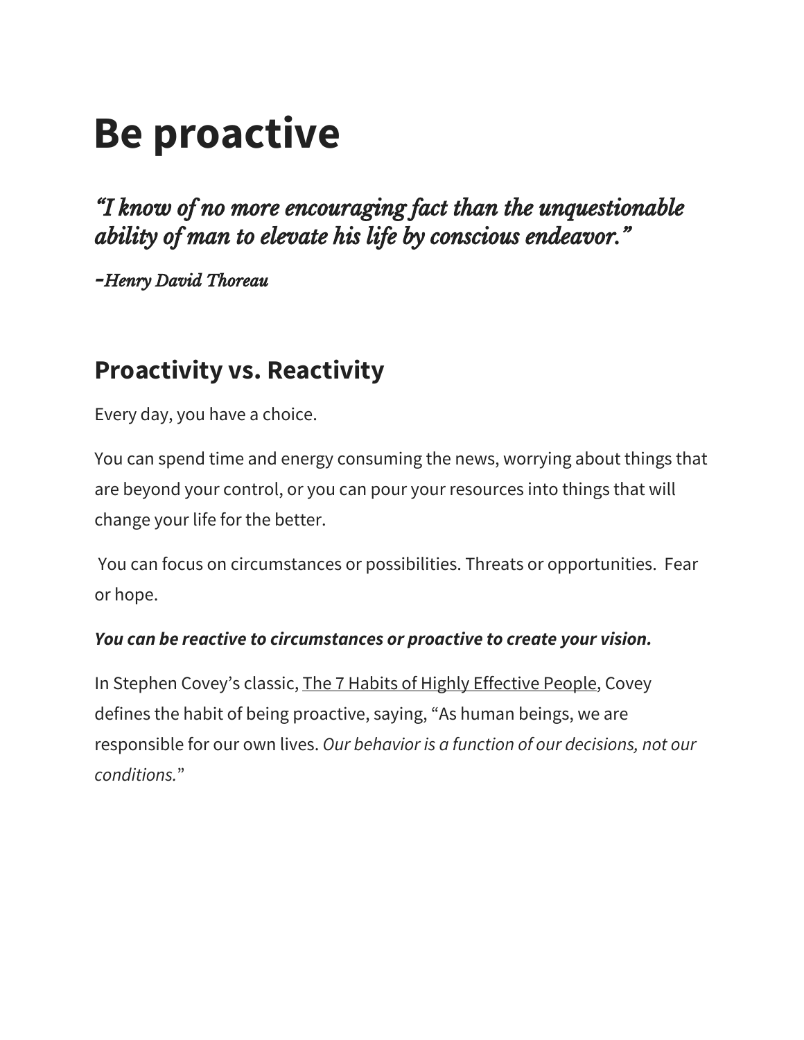# Be proactive

***"I know of no more encouraging fact than the unquestionable ability of man to elevate his life by conscious endeavor."***

***-Henry David Thoreau***

## Proactivity vs. Reactivity

Every day, you have a choice.

You can spend time and energy consuming the news, worrying about things that are beyond your control, or you can pour your resources into things that will change your life for the better.

You can focus on circumstances or possibilities. Threats or opportunities. Fear or hope.

***You can be reactive to circumstances or proactive to create your vision.***

In Stephen Covey's classic, The 7 Habits of Highly Effective People, Covey defines the habit of being proactive, saying, "As human beings, we are responsible for our own lives. *Our behavior is a function of our decisions, not our conditions.*"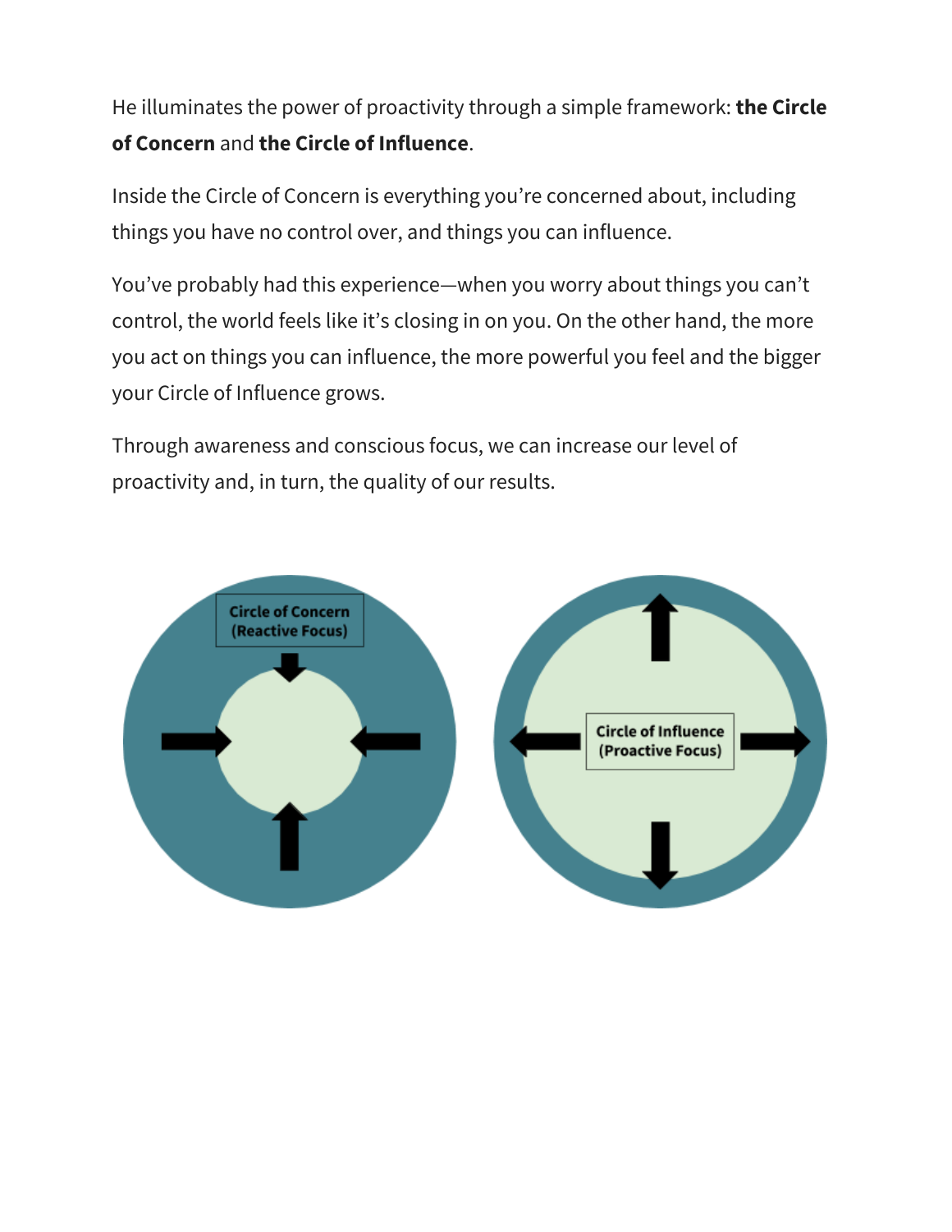He illuminates the power of proactivity through a simple framework: **the Circle of Concern** and **the Circle of Influence**.

Inside the Circle of Concern is everything you're concerned about, including things you have no control over, and things you can influence.

You've probably had this experience—when you worry about things you can't control, the world feels like it's closing in on you. On the other hand, the more you act on things you can influence, the more powerful you feel and the bigger your Circle of Influence grows.

Through awareness and conscious focus, we can increase our level of proactivity and, in turn, the quality of our results.

Circle of Concern (Reactive Focus)

Circle of Influence (Proactive Focus)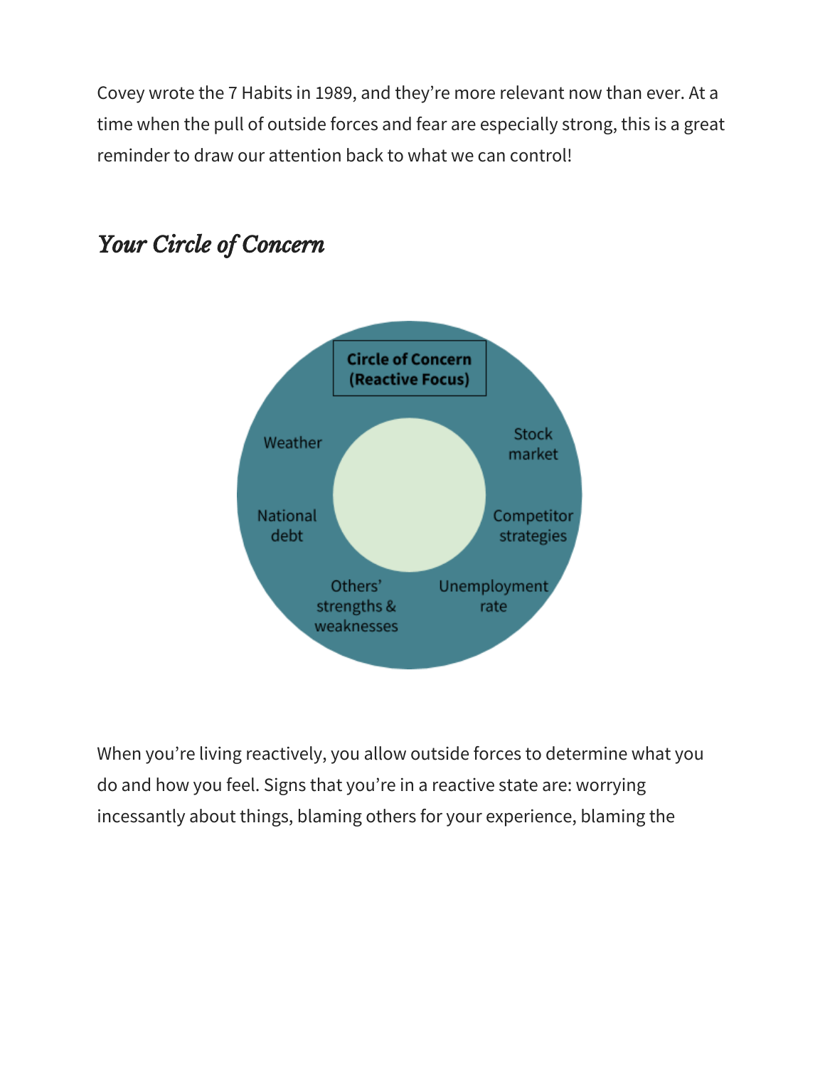Covey wrote the 7 Habits in 1989, and they're more relevant now than ever. At a time when the pull of outside forces and fear are especially strong, this is a great reminder to draw our attention back to what we can control!

## *Your Circle of Concern*

**Circle of Concern (Reactive Focus)**

Weather

Stock market

National debt

Competitor strategies

Others' strengths & weaknesses

Unemployment rate

When you're living reactively, you allow outside forces to determine what you do and how you feel. Signs that you're in a reactive state are: worrying incessantly about things, blaming others for your experience, blaming the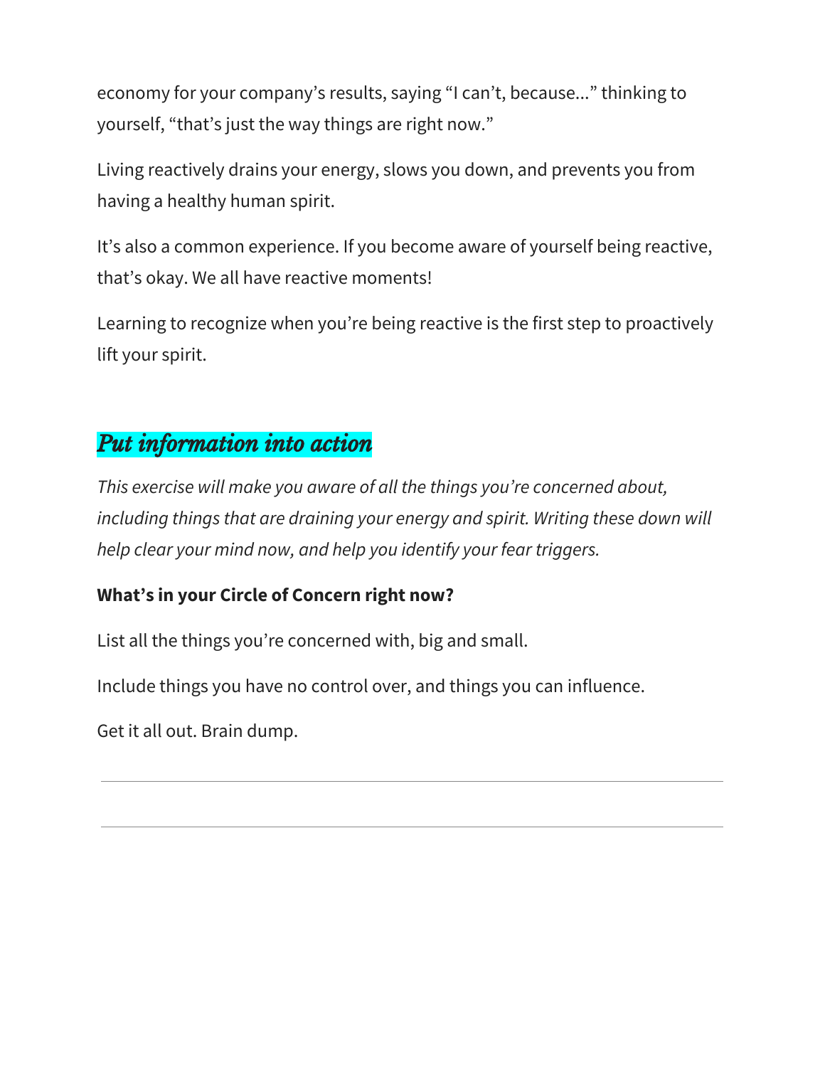economy for your company's results, saying "I can't, because..." thinking to yourself, "that's just the way things are right now."

Living reactively drains your energy, slows you down, and prevents you from having a healthy human spirit.

It's also a common experience. If you become aware of yourself being reactive, that's okay. We all have reactive moments!

Learning to recognize when you're being reactive is the first step to proactively lift your spirit.

## *Put information into action*

*This exercise will make you aware of all the things you're concerned about, including things that are draining your energy and spirit. Writing these down will help clear your mind now, and help you identify your fear triggers.*

**What's in your Circle of Concern right now?**

List all the things you're concerned with, big and small.

Include things you have no control over, and things you can influence.

Get it all out. Brain dump.

---

---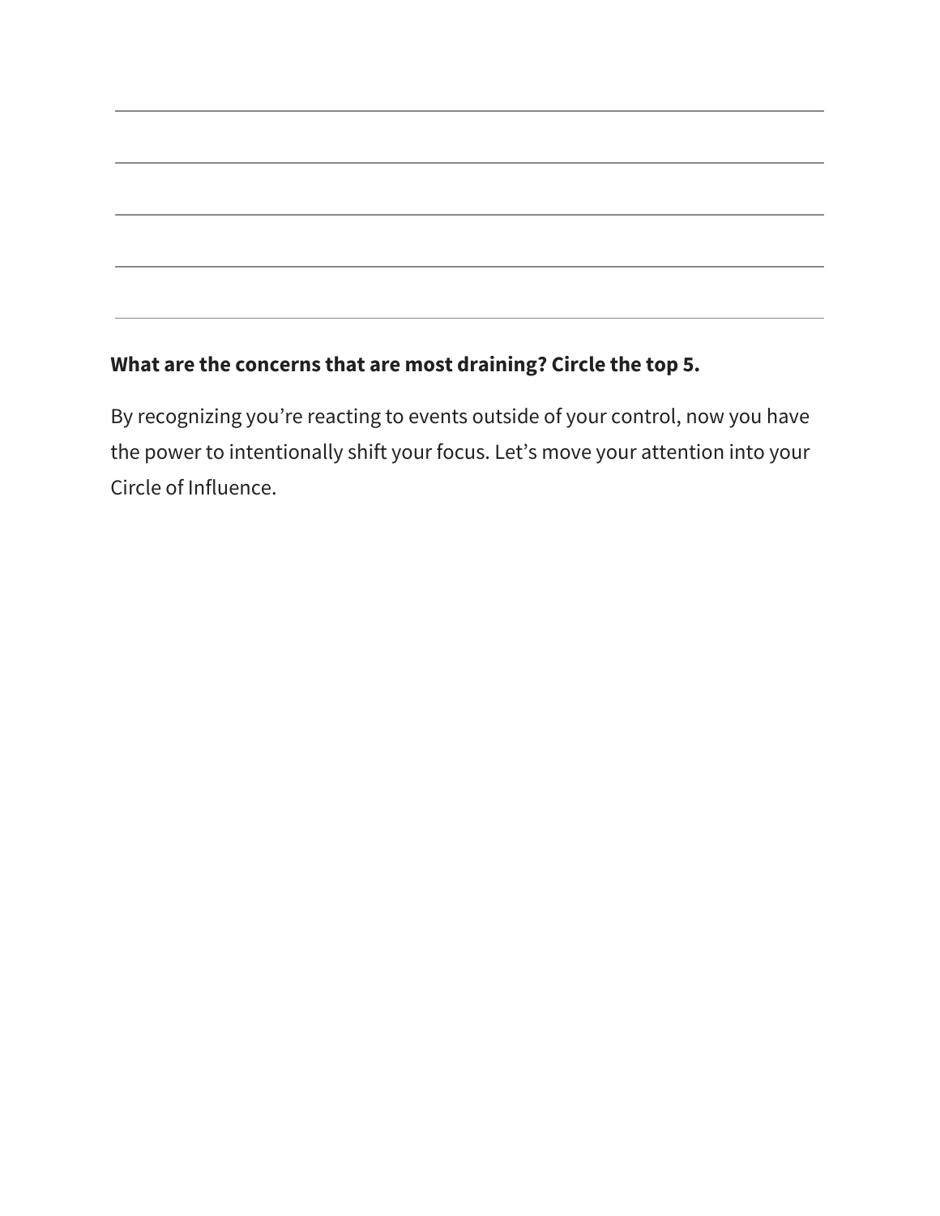**What are the concerns that are most draining? Circle the top 5.**

By recognizing you're reacting to events outside of your control, now you have the power to intentionally shift your focus. Let's move your attention into your Circle of Influence.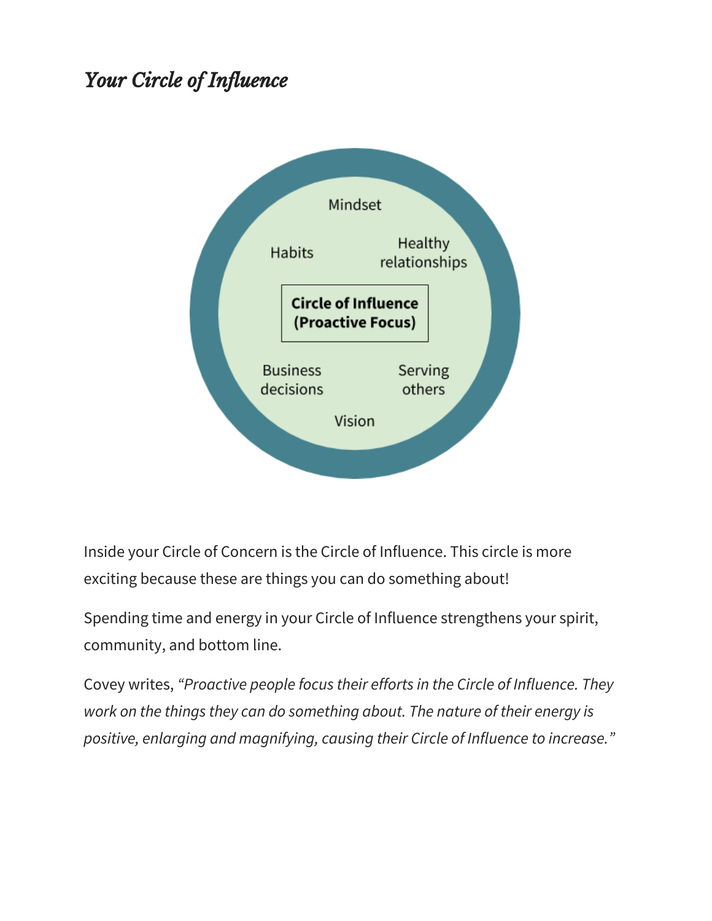## *Your Circle of Influence*

Mindset

Habits

Healthy relationships

**Circle of Influence (Proactive Focus)**

Business decisions

Serving others

Vision

Inside your Circle of Concern is the Circle of Influence. This circle is more exciting because these are things you can do something about!

Spending time and energy in your Circle of Influence strengthens your spirit, community, and bottom line.

Covey writes, *"Proactive people focus their efforts in the Circle of Influence. They work on the things they can do something about. The nature of their energy is positive, enlarging and magnifying, causing their Circle of Influence to increase."*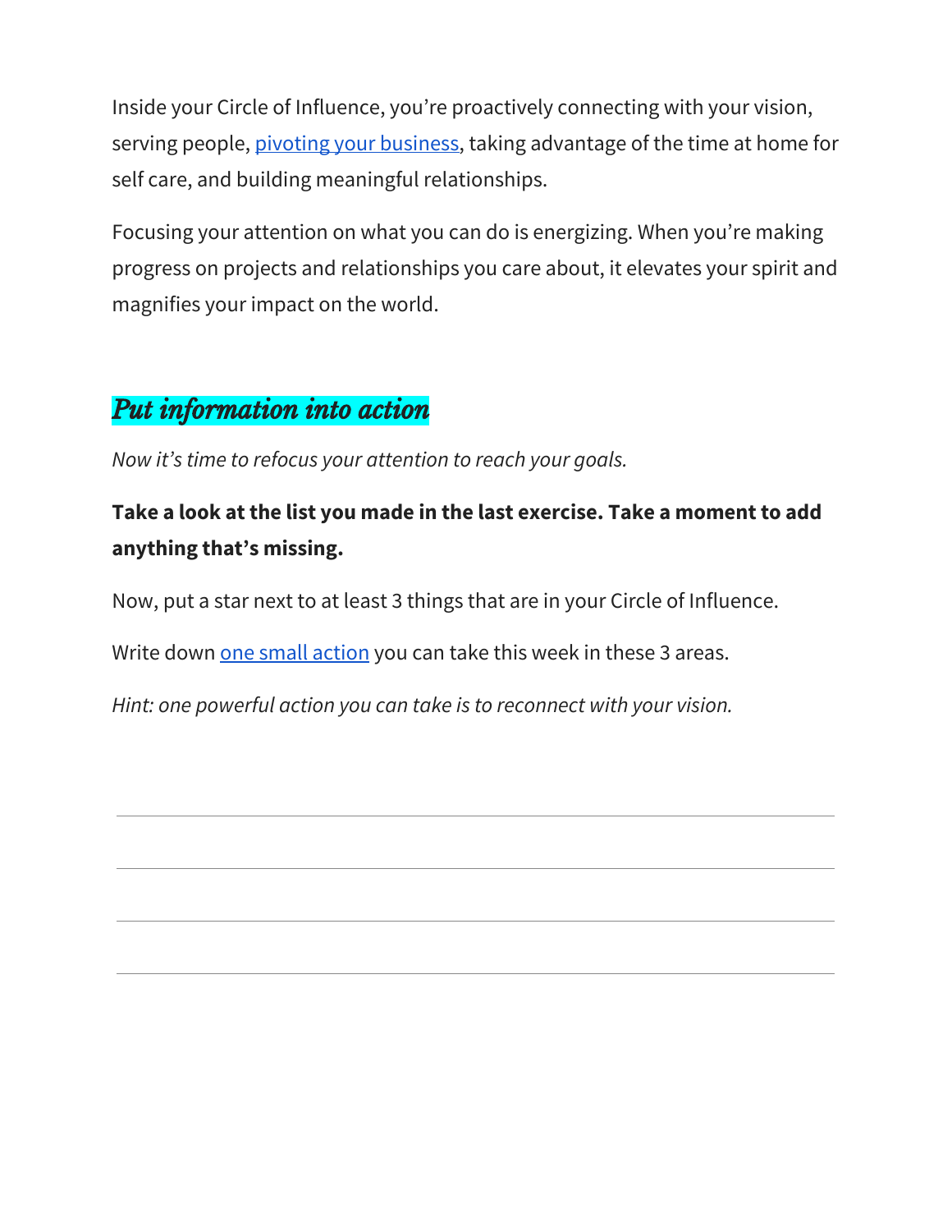Inside your Circle of Influence, you're proactively connecting with your vision, serving people, [pivoting your business](), taking advantage of the time at home for self care, and building meaningful relationships.

Focusing your attention on what you can do is energizing. When you're making progress on projects and relationships you care about, it elevates your spirit and magnifies your impact on the world.

## *Put information into action*

*Now it's time to refocus your attention to reach your goals.*

**Take a look at the list you made in the last exercise. Take a moment to add anything that's missing.**

Now, put a star next to at least 3 things that are in your Circle of Influence.

Write down [one small action]() you can take this week in these 3 areas.

*Hint: one powerful action you can take is to reconnect with your vision.*

---

---

---

---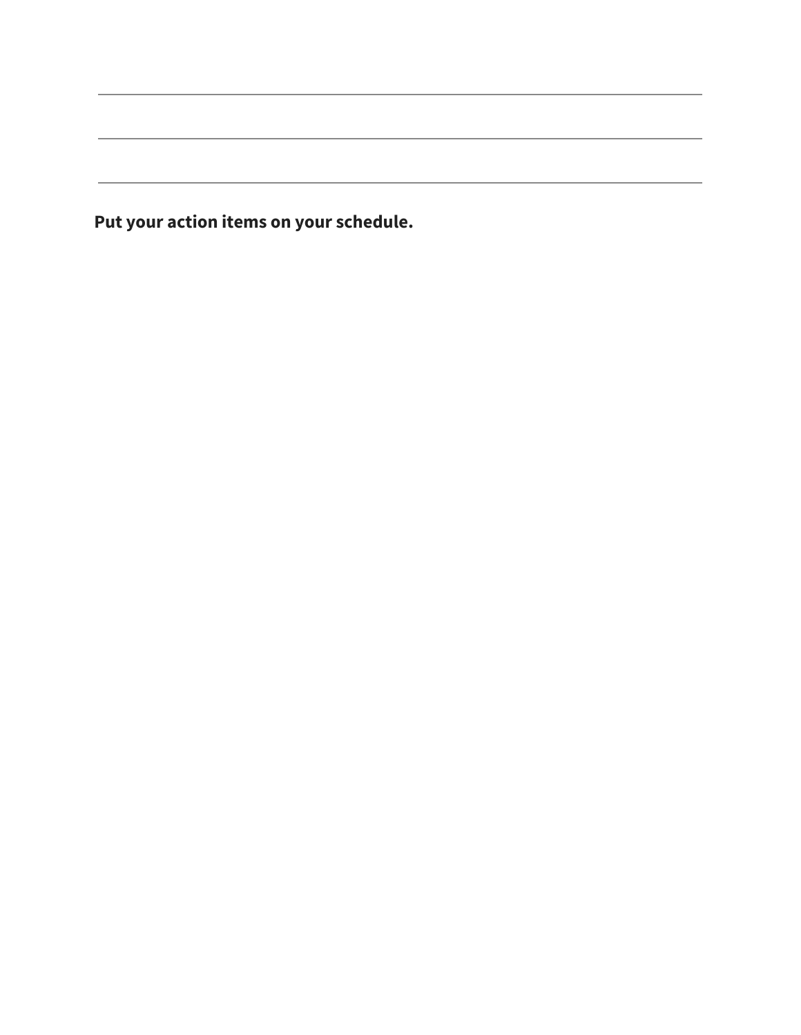**Put your action items on your schedule.**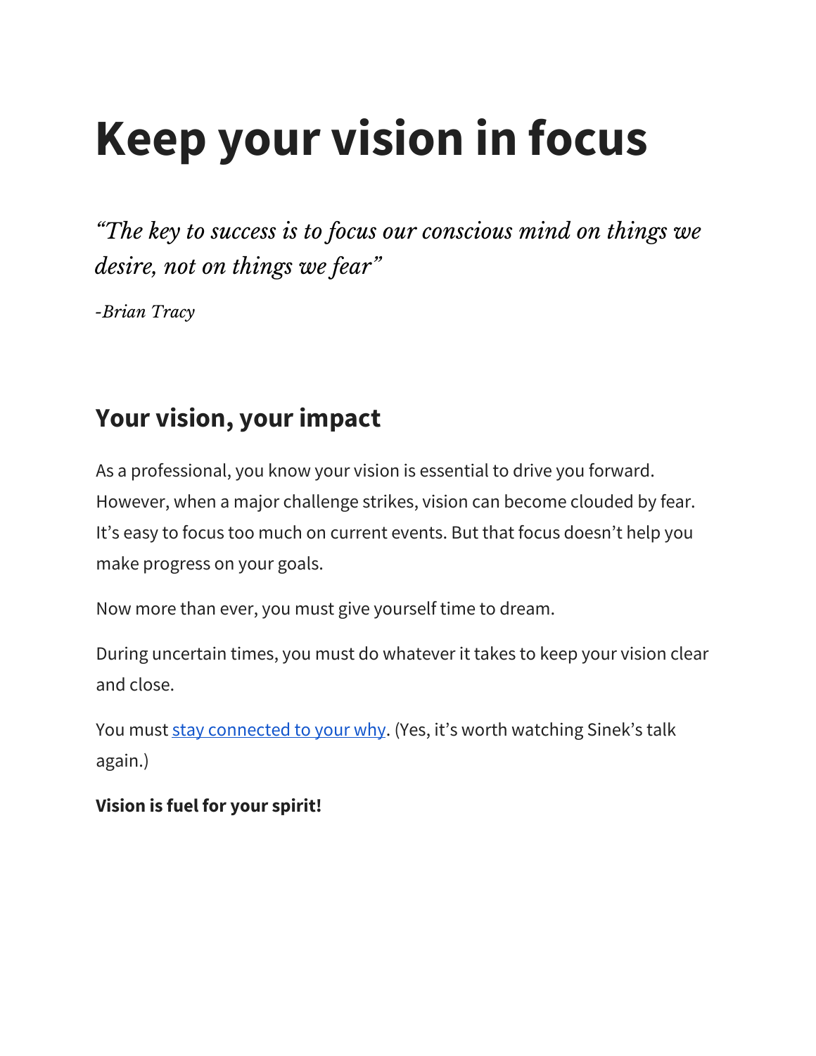# Keep your vision in focus

*“The key to success is to focus our conscious mind on things we desire, not on things we fear”*

*-Brian Tracy*

## Your vision, your impact

As a professional, you know your vision is essential to drive you forward. However, when a major challenge strikes, vision can become clouded by fear. It’s easy to focus too much on current events. But that focus doesn’t help you make progress on your goals.

Now more than ever, you must give yourself time to dream.

During uncertain times, you must do whatever it takes to keep your vision clear and close.

You must stay connected to your why. (Yes, it’s worth watching Sinek’s talk again.)

**Vision is fuel for your spirit!**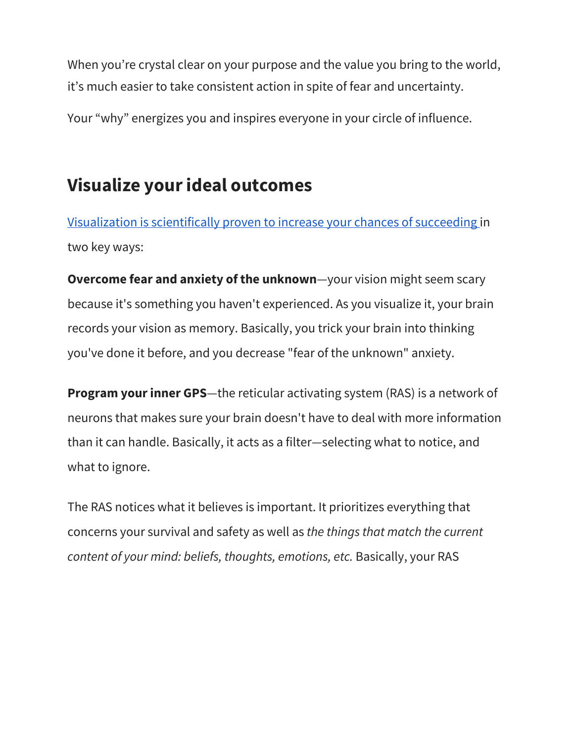When you're crystal clear on your purpose and the value you bring to the world, it's much easier to take consistent action in spite of fear and uncertainty.

Your "why" energizes you and inspires everyone in your circle of influence.

## Visualize your ideal outcomes

Visualization is scientifically proven to increase your chances of succeeding in two key ways:

**Overcome fear and anxiety of the unknown**—your vision might seem scary because it's something you haven't experienced. As you visualize it, your brain records your vision as memory. Basically, you trick your brain into thinking you've done it before, and you decrease "fear of the unknown" anxiety.

**Program your inner GPS**—the reticular activating system (RAS) is a network of neurons that makes sure your brain doesn't have to deal with more information than it can handle. Basically, it acts as a filter—selecting what to notice, and what to ignore.

The RAS notices what it believes is important. It prioritizes everything that concerns your survival and safety as well as *the things that match the current content of your mind: beliefs, thoughts, emotions, etc.* Basically, your RAS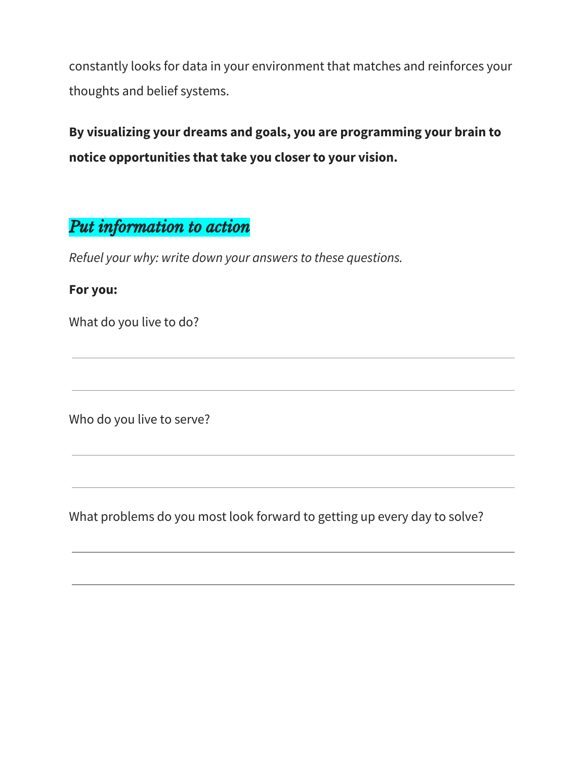constantly looks for data in your environment that matches and reinforces your thoughts and belief systems.

**By visualizing your dreams and goals, you are programming your brain to notice opportunities that take you closer to your vision.**

## *Put information to action*

*Refuel your why: write down your answers to these questions.*

**For you:**

What do you live to do?

___

___

Who do you live to serve?

___

___

What problems do you most look forward to getting up every day to solve?

___

___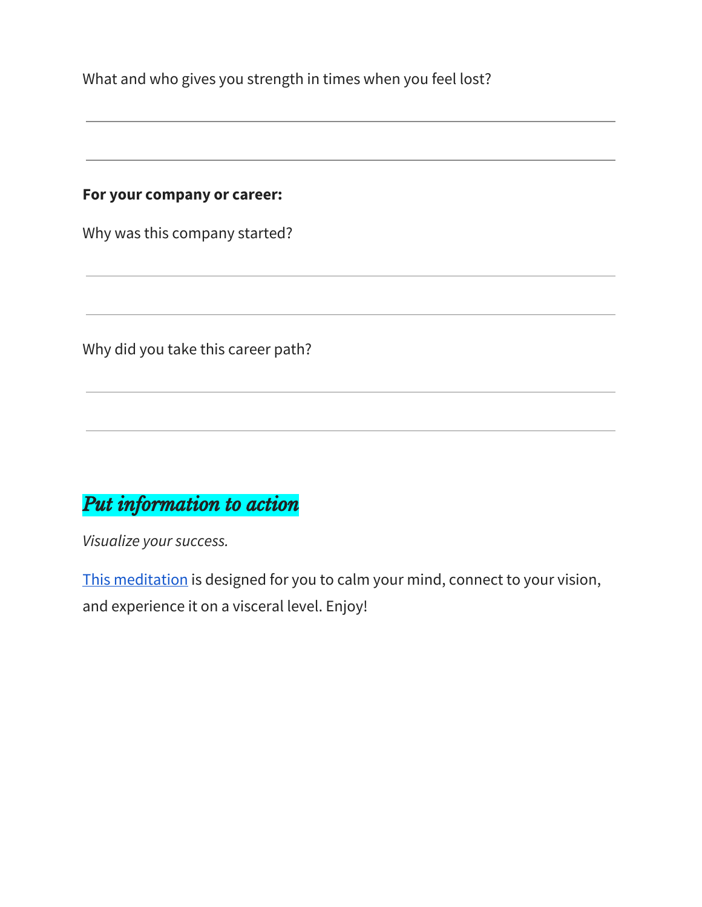What and who gives you strength in times when you feel lost?

**For your company or career:**

Why was this company started?

Why did you take this career path?

## *Put information to action*

*Visualize your success.*

This meditation is designed for you to calm your mind, connect to your vision, and experience it on a visceral level. Enjoy!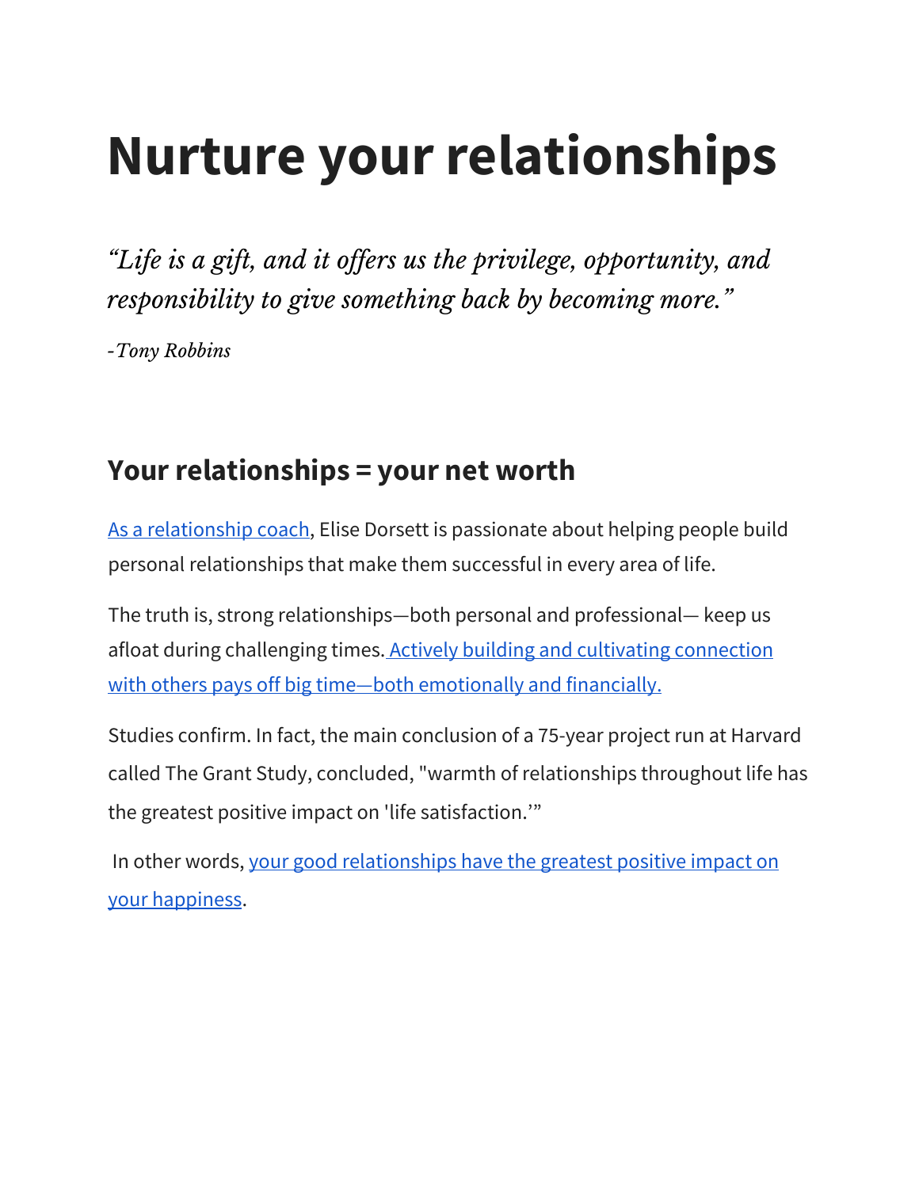# Nurture your relationships

*"Life is a gift, and it offers us the privilege, opportunity, and responsibility to give something back by becoming more."*

*-Tony Robbins*

## Your relationships = your net worth

As a relationship coach, Elise Dorsett is passionate about helping people build personal relationships that make them successful in every area of life.

The truth is, strong relationships—both personal and professional— keep us afloat during challenging times. Actively building and cultivating connection with others pays off big time—both emotionally and financially.

Studies confirm. In fact, the main conclusion of a 75-year project run at Harvard called The Grant Study, concluded, "warmth of relationships throughout life has the greatest positive impact on 'life satisfaction.'"

In other words, your good relationships have the greatest positive impact on your happiness.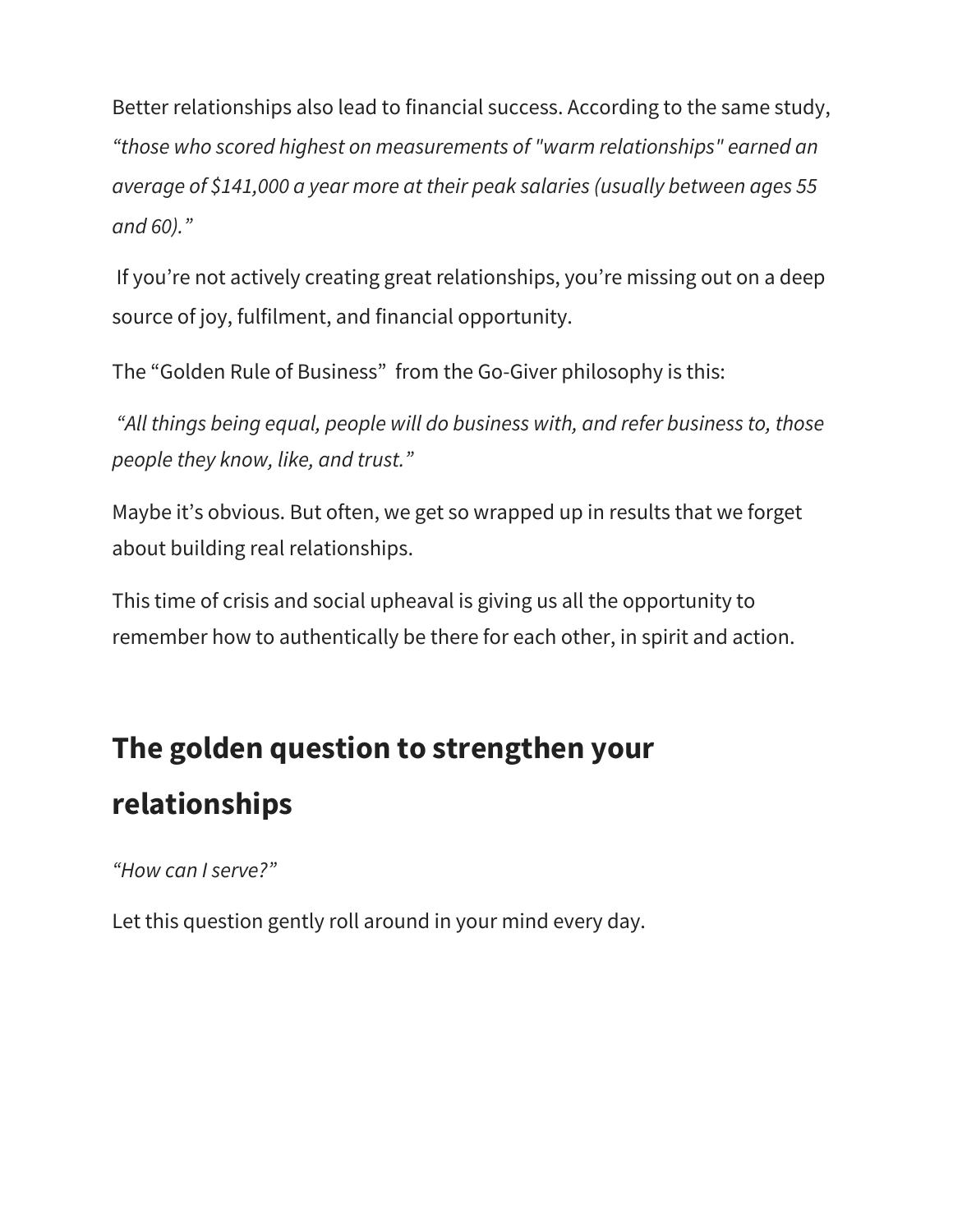Better relationships also lead to financial success. According to the same study, *“those who scored highest on measurements of "warm relationships" earned an average of $141,000 a year more at their peak salaries (usually between ages 55 and 60).”*

If you’re not actively creating great relationships, you’re missing out on a deep source of joy, fulfilment, and financial opportunity.

The “Golden Rule of Business” from the Go-Giver philosophy is this:

*“All things being equal, people will do business with, and refer business to, those people they know, like, and trust.”*

Maybe it’s obvious. But often, we get so wrapped up in results that we forget about building real relationships.

This time of crisis and social upheaval is giving us all the opportunity to remember how to authentically be there for each other, in spirit and action.

## The golden question to strengthen your relationships

*“How can I serve?”*

Let this question gently roll around in your mind every day.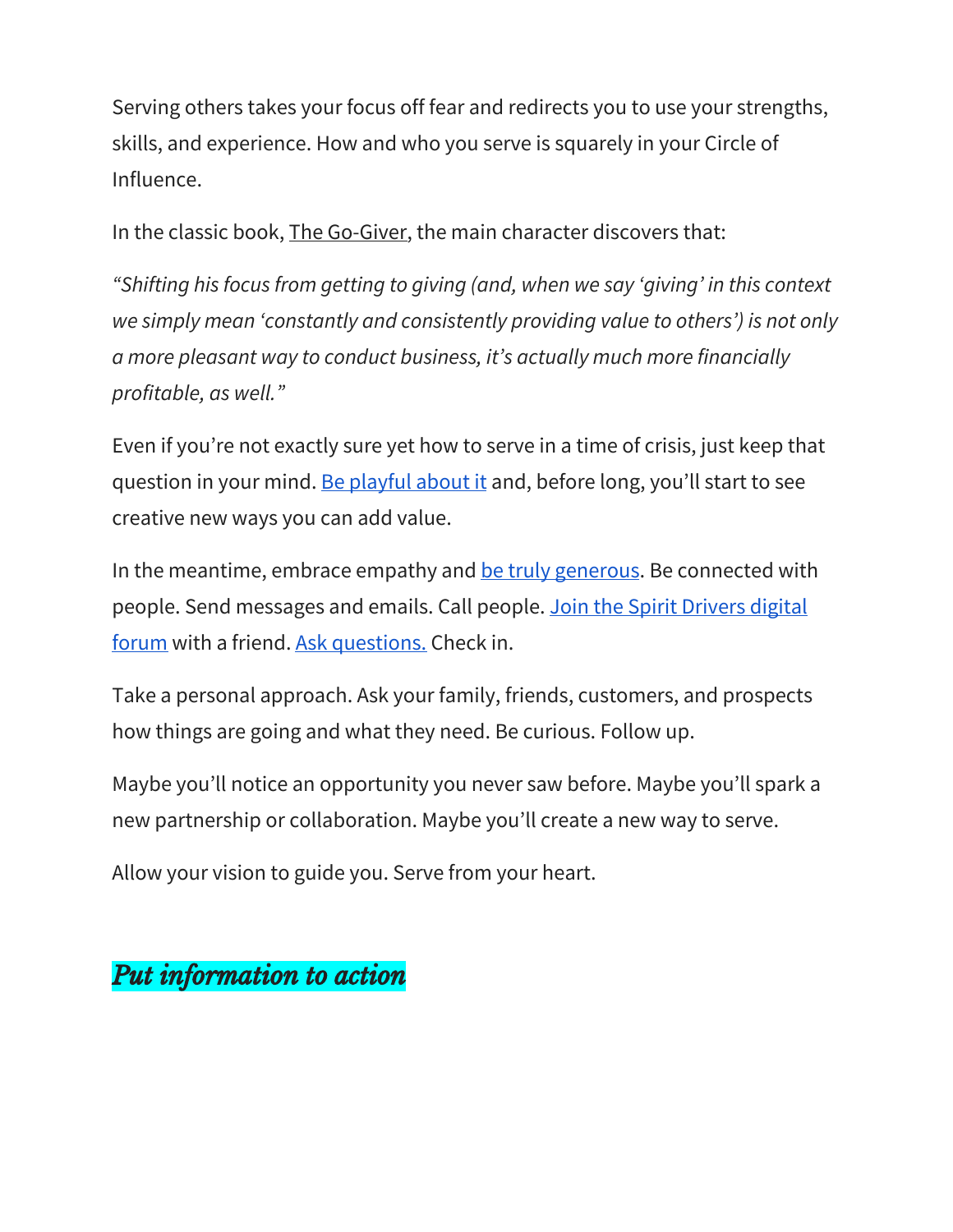Serving others takes your focus off fear and redirects you to use your strengths, skills, and experience. How and who you serve is squarely in your Circle of Influence.

In the classic book, The Go-Giver, the main character discovers that:

*"Shifting his focus from getting to giving (and, when we say 'giving' in this context we simply mean 'constantly and consistently providing value to others') is not only a more pleasant way to conduct business, it's actually much more financially profitable, as well."*

Even if you're not exactly sure yet how to serve in a time of crisis, just keep that question in your mind. Be playful about it and, before long, you'll start to see creative new ways you can add value.

In the meantime, embrace empathy and be truly generous. Be connected with people. Send messages and emails. Call people. Join the Spirit Drivers digital forum with a friend. Ask questions. Check in.

Take a personal approach. Ask your family, friends, customers, and prospects how things are going and what they need. Be curious. Follow up.

Maybe you'll notice an opportunity you never saw before. Maybe you'll spark a new partnership or collaboration. Maybe you'll create a new way to serve.

Allow your vision to guide you. Serve from your heart.

## *Put information to action*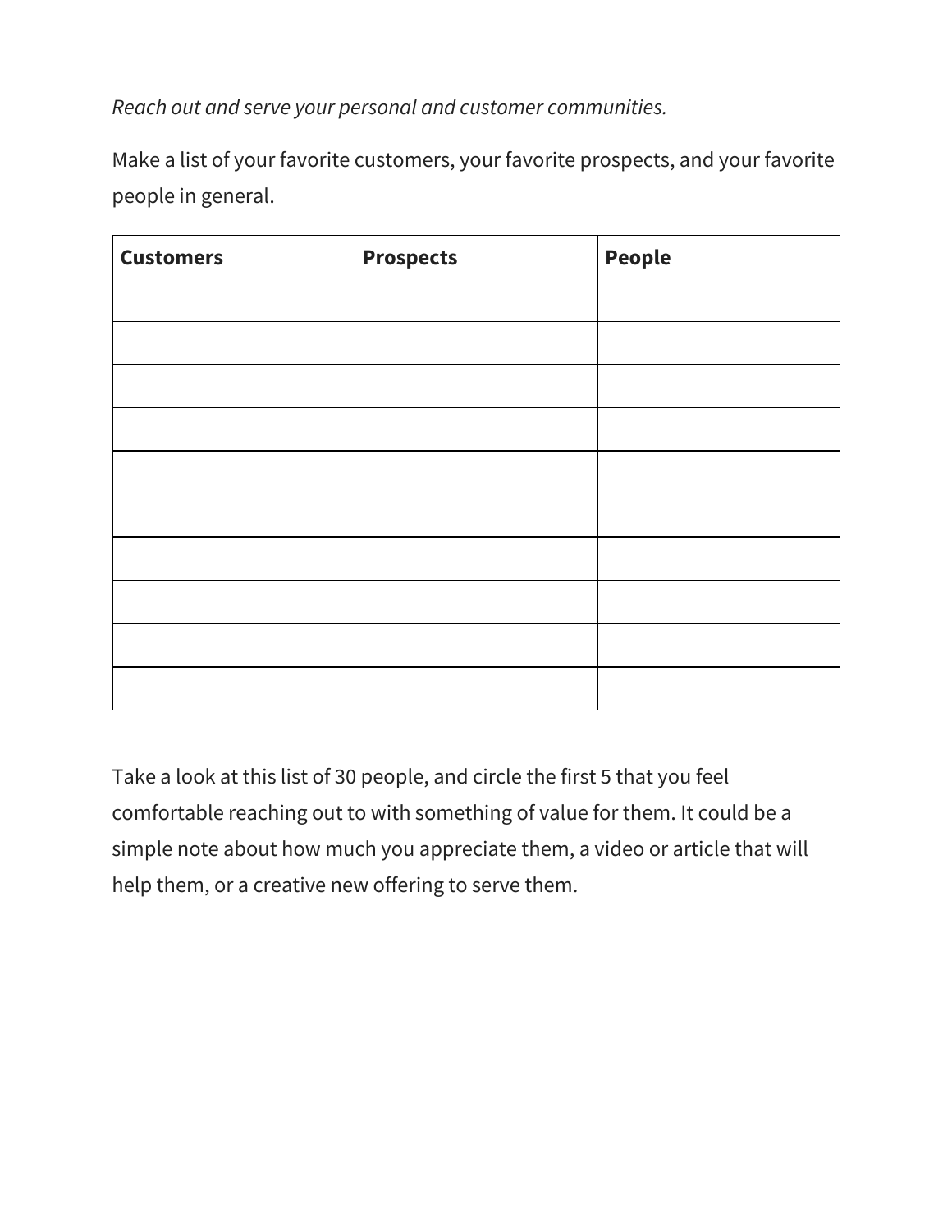*Reach out and serve your personal and customer communities.*

Make a list of your favorite customers, your favorite prospects, and your favorite people in general.

| **Customers** | **Prospects** | **People** |
| --- | --- | --- |
| | | |
| | | |
| | | |
| | | |
| | | |
| | | |
| | | |
| | | |
| | | |
| | | |

Take a look at this list of 30 people, and circle the first 5 that you feel comfortable reaching out to with something of value for them. It could be a simple note about how much you appreciate them, a video or article that will help them, or a creative new offering to serve them.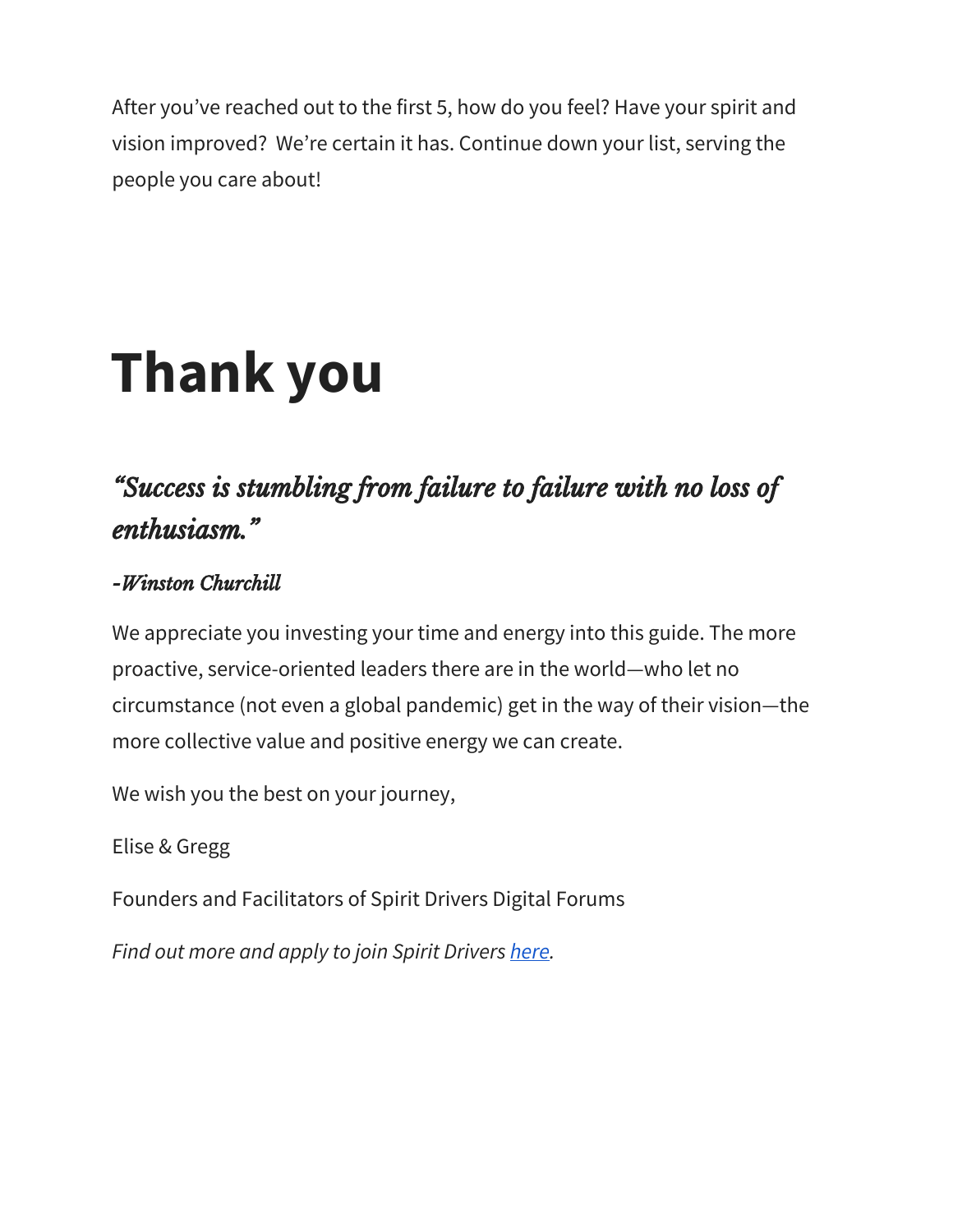After you've reached out to the first 5, how do you feel? Have your spirit and vision improved?  We're certain it has. Continue down your list, serving the people you care about!

# Thank you

### *"Success is stumbling from failure to failure with no loss of enthusiasm."*

***-Winston Churchill***

We appreciate you investing your time and energy into this guide. The more proactive, service-oriented leaders there are in the world—who let no circumstance (not even a global pandemic) get in the way of their vision—the more collective value and positive energy we can create.

We wish you the best on your journey,

Elise & Gregg

Founders and Facilitators of Spirit Drivers Digital Forums

*Find out more and apply to join Spirit Drivers here.*